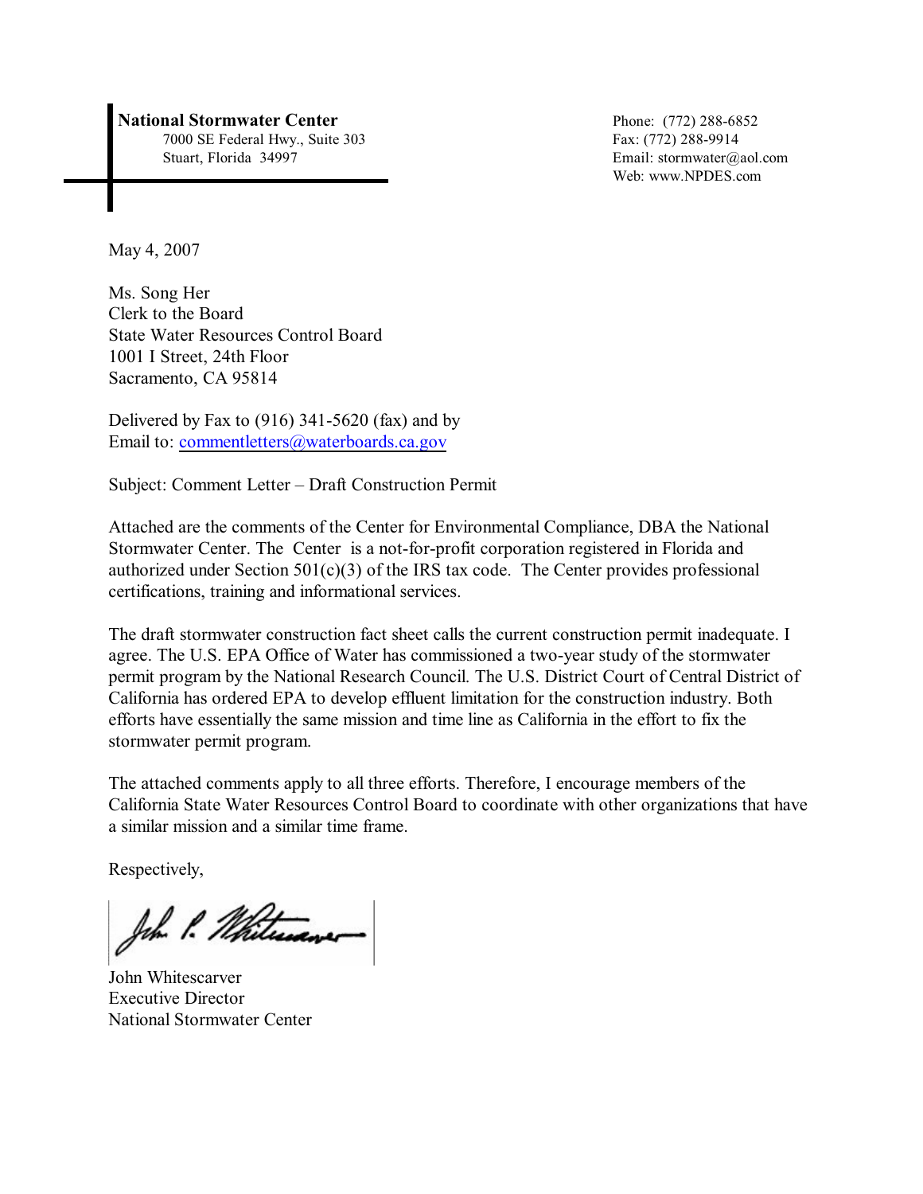**National Stormwater Center**
7000 SE Federal Hwy., Suite 303
Stuart, Florida 34997

Phone: (772) 288-6852
Fax: (772) 288-9914
Email: stormwater@aol.com
Web: www.NPDES.com

May 4, 2007

Ms. Song Her
Clerk to the Board
State Water Resources Control Board
1001 I Street, 24th Floor
Sacramento, CA 95814

Delivered by Fax to (916) 341-5620 (fax) and by
Email to: commentletters@waterboards.ca.gov

Subject: Comment Letter – Draft Construction Permit

Attached are the comments of the Center for Environmental Compliance, DBA the National Stormwater Center. The Center is a not-for-profit corporation registered in Florida and authorized under Section 501(c)(3) of the IRS tax code. The Center provides professional certifications, training and informational services.

The draft stormwater construction fact sheet calls the current construction permit inadequate. I agree. The U.S. EPA Office of Water has commissioned a two-year study of the stormwater permit program by the National Research Council. The U.S. District Court of Central District of California has ordered EPA to develop effluent limitation for the construction industry. Both efforts have essentially the same mission and time line as California in the effort to fix the stormwater permit program.

The attached comments apply to all three efforts. Therefore, I encourage members of the California State Water Resources Control Board to coordinate with other organizations that have a similar mission and a similar time frame.

Respectively,

John Whitescarver
Executive Director
National Stormwater Center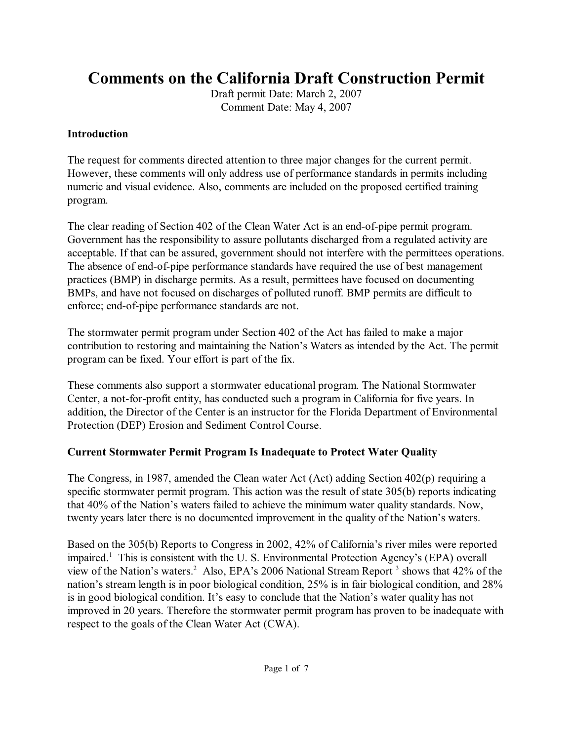# Comments on the California Draft Construction Permit

Draft permit Date: March 2, 2007
Comment Date: May 4, 2007

**Introduction**

The request for comments directed attention to three major changes for the current permit. However, these comments will only address use of performance standards in permits including numeric and visual evidence. Also, comments are included on the proposed certified training program.

The clear reading of Section 402 of the Clean Water Act is an end-of-pipe permit program. Government has the responsibility to assure pollutants discharged from a regulated activity are acceptable. If that can be assured, government should not interfere with the permittees operations. The absence of end-of-pipe performance standards have required the use of best management practices (BMP) in discharge permits. As a result, permittees have focused on documenting BMPs, and have not focused on discharges of polluted runoff. BMP permits are difficult to enforce; end-of-pipe performance standards are not.

The stormwater permit program under Section 402 of the Act has failed to make a major contribution to restoring and maintaining the Nation's Waters as intended by the Act. The permit program can be fixed. Your effort is part of the fix.

These comments also support a stormwater educational program. The National Stormwater Center, a not-for-profit entity, has conducted such a program in California for five years. In addition, the Director of the Center is an instructor for the Florida Department of Environmental Protection (DEP) Erosion and Sediment Control Course.

**Current Stormwater Permit Program Is Inadequate to Protect Water Quality**

The Congress, in 1987, amended the Clean water Act (Act) adding Section 402(p) requiring a specific stormwater permit program. This action was the result of state 305(b) reports indicating that 40% of the Nation's waters failed to achieve the minimum water quality standards. Now, twenty years later there is no documented improvement in the quality of the Nation's waters.

Based on the 305(b) Reports to Congress in 2002, 42% of California's river miles were reported impaired.[1] This is consistent with the U. S. Environmental Protection Agency's (EPA) overall view of the Nation's waters.[2] Also, EPA's 2006 National Stream Report [3] shows that 42% of the nation's stream length is in poor biological condition, 25% is in fair biological condition, and 28% is in good biological condition. It's easy to conclude that the Nation's water quality has not improved in 20 years. Therefore the stormwater permit program has proven to be inadequate with respect to the goals of the Clean Water Act (CWA).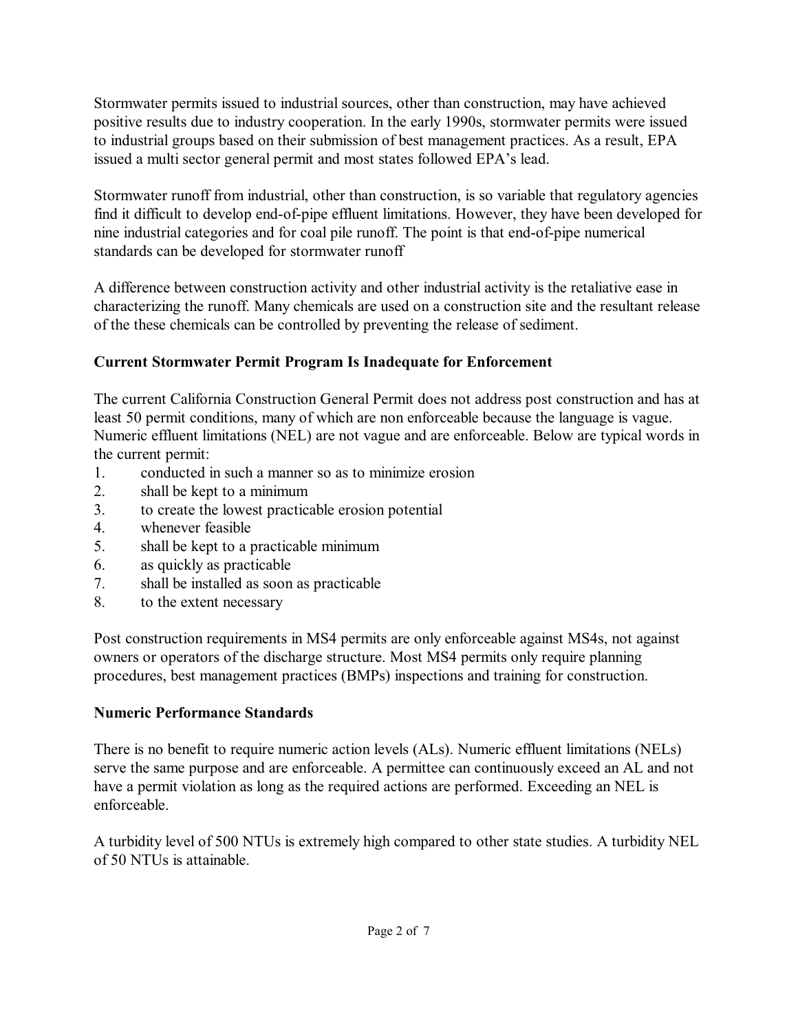Stormwater permits issued to industrial sources, other than construction, may have achieved positive results due to industry cooperation. In the early 1990s, stormwater permits were issued to industrial groups based on their submission of best management practices. As a result, EPA issued a multi sector general permit and most states followed EPA's lead.

Stormwater runoff from industrial, other than construction, is so variable that regulatory agencies find it difficult to develop end-of-pipe effluent limitations. However, they have been developed for nine industrial categories and for coal pile runoff. The point is that end-of-pipe numerical standards can be developed for stormwater runoff

A difference between construction activity and other industrial activity is the retaliative ease in characterizing the runoff. Many chemicals are used on a construction site and the resultant release of the these chemicals can be controlled by preventing the release of sediment.

**Current Stormwater Permit Program Is Inadequate for Enforcement**

The current California Construction General Permit does not address post construction and has at least 50 permit conditions, many of which are non enforceable because the language is vague. Numeric effluent limitations (NEL) are not vague and are enforceable. Below are typical words in the current permit:

1. conducted in such a manner so as to minimize erosion
2. shall be kept to a minimum
3. to create the lowest practicable erosion potential
4. whenever feasible
5. shall be kept to a practicable minimum
6. as quickly as practicable
7. shall be installed as soon as practicable
8. to the extent necessary

Post construction requirements in MS4 permits are only enforceable against MS4s, not against owners or operators of the discharge structure. Most MS4 permits only require planning procedures, best management practices (BMPs) inspections and training for construction.

**Numeric Performance Standards**

There is no benefit to require numeric action levels (ALs). Numeric effluent limitations (NELs) serve the same purpose and are enforceable. A permittee can continuously exceed an AL and not have a permit violation as long as the required actions are performed. Exceeding an NEL is enforceable.

A turbidity level of 500 NTUs is extremely high compared to other state studies. A turbidity NEL of 50 NTUs is attainable.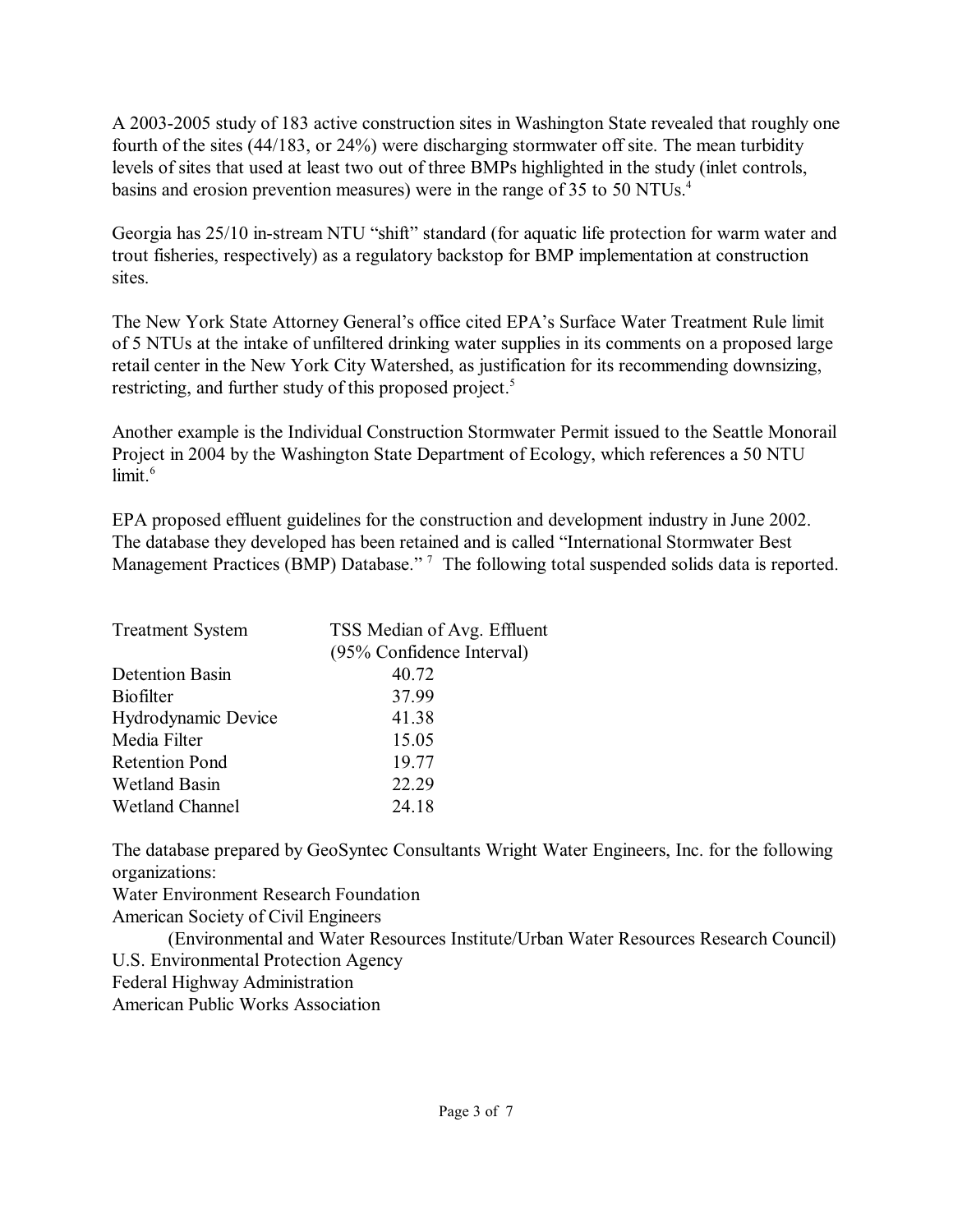A 2003-2005 study of 183 active construction sites in Washington State revealed that roughly one fourth of the sites (44/183, or 24%) were discharging stormwater off site. The mean turbidity levels of sites that used at least two out of three BMPs highlighted in the study (inlet controls, basins and erosion prevention measures) were in the range of 35 to 50 NTUs.[4]

Georgia has 25/10 in-stream NTU "shift" standard (for aquatic life protection for warm water and trout fisheries, respectively) as a regulatory backstop for BMP implementation at construction sites.

The New York State Attorney General's office cited EPA's Surface Water Treatment Rule limit of 5 NTUs at the intake of unfiltered drinking water supplies in its comments on a proposed large retail center in the New York City Watershed, as justification for its recommending downsizing, restricting, and further study of this proposed project.[5]

Another example is the Individual Construction Stormwater Permit issued to the Seattle Monorail Project in 2004 by the Washington State Department of Ecology, which references a 50 NTU limit.[6]

EPA proposed effluent guidelines for the construction and development industry in June 2002. The database they developed has been retained and is called "International Stormwater Best Management Practices (BMP) Database."[7] The following total suspended solids data is reported.

| Treatment System | TSS Median of Avg. Effluent (95% Confidence Interval) |
| --- | --- |
| Detention Basin | 40.72 |
| Biofilter | 37.99 |
| Hydrodynamic Device | 41.38 |
| Media Filter | 15.05 |
| Retention Pond | 19.77 |
| Wetland Basin | 22.29 |
| Wetland Channel | 24.18 |

The database prepared by GeoSyntec Consultants Wright Water Engineers, Inc. for the following organizations:

Water Environment Research Foundation
American Society of Civil Engineers
(Environmental and Water Resources Institute/Urban Water Resources Research Council)
U.S. Environmental Protection Agency
Federal Highway Administration
American Public Works Association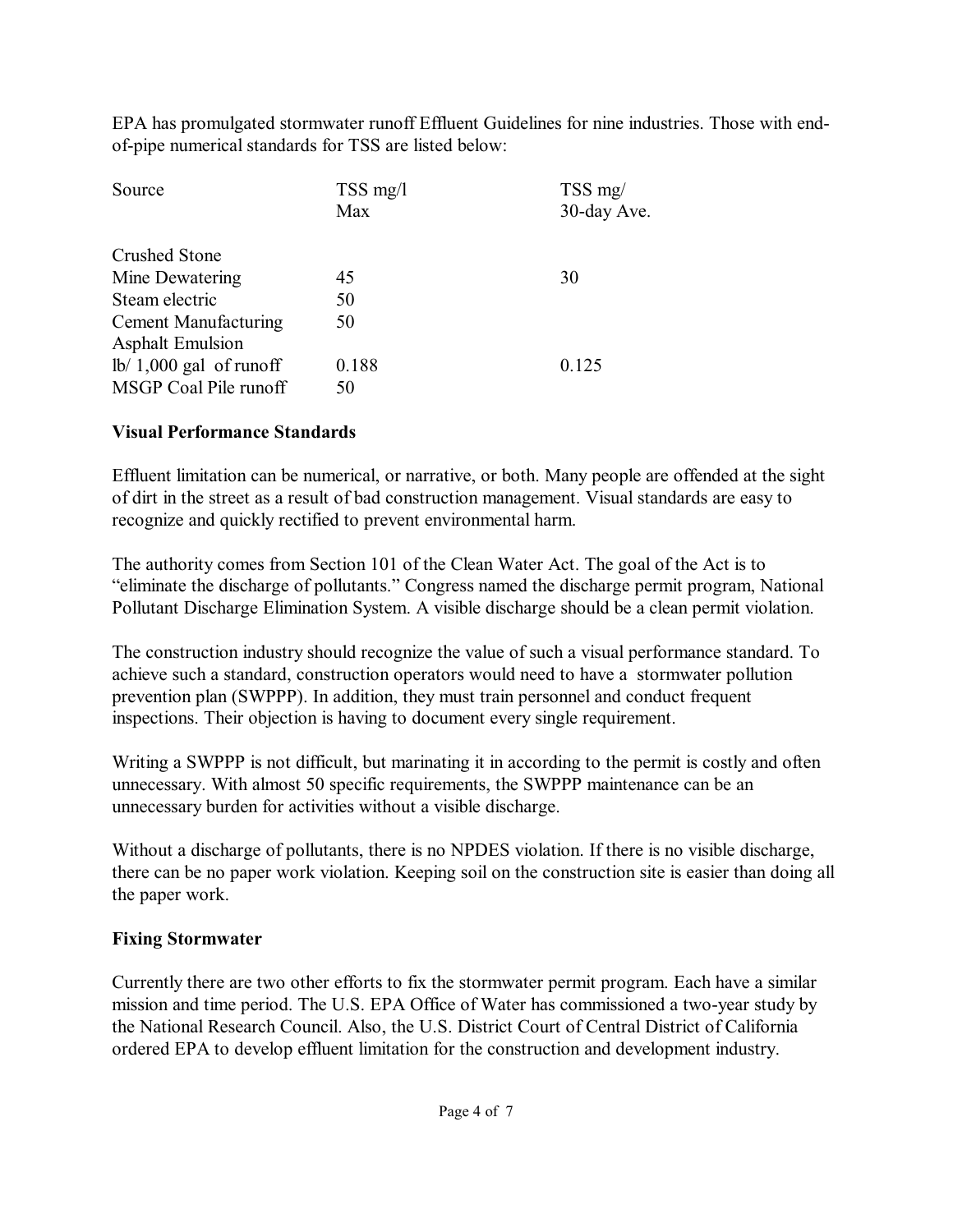EPA has promulgated stormwater runoff Effluent Guidelines for nine industries. Those with end-of-pipe numerical standards for TSS are listed below:

| Source | TSS mg/l Max | TSS mg/ 30-day Ave. |
|---|---|---|
| Crushed Stone | | |
| Mine Dewatering | 45 | 30 |
| Steam electric | 50 | |
| Cement Manufacturing | 50 | |
| Asphalt Emulsion | | |
| lb/ 1,000 gal of runoff | 0.188 | 0.125 |
| MSGP Coal Pile runoff | 50 | |

**Visual Performance Standards**

Effluent limitation can be numerical, or narrative, or both. Many people are offended at the sight of dirt in the street as a result of bad construction management. Visual standards are easy to recognize and quickly rectified to prevent environmental harm.

The authority comes from Section 101 of the Clean Water Act. The goal of the Act is to "eliminate the discharge of pollutants." Congress named the discharge permit program, National Pollutant Discharge Elimination System. A visible discharge should be a clean permit violation.

The construction industry should recognize the value of such a visual performance standard. To achieve such a standard, construction operators would need to have a stormwater pollution prevention plan (SWPPP). In addition, they must train personnel and conduct frequent inspections. Their objection is having to document every single requirement.

Writing a SWPPP is not difficult, but marinating it in according to the permit is costly and often unnecessary. With almost 50 specific requirements, the SWPPP maintenance can be an unnecessary burden for activities without a visible discharge.

Without a discharge of pollutants, there is no NPDES violation. If there is no visible discharge, there can be no paper work violation. Keeping soil on the construction site is easier than doing all the paper work.

**Fixing Stormwater**

Currently there are two other efforts to fix the stormwater permit program. Each have a similar mission and time period. The U.S. EPA Office of Water has commissioned a two-year study by the National Research Council. Also, the U.S. District Court of Central District of California ordered EPA to develop effluent limitation for the construction and development industry.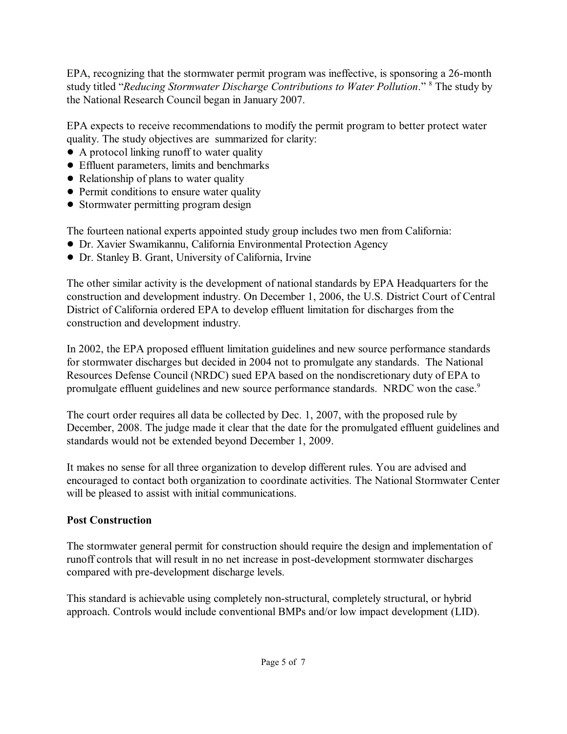EPA, recognizing that the stormwater permit program was ineffective, is sponsoring a 26-month study titled "*Reducing Stormwater Discharge Contributions to Water Pollution*." [8] The study by the National Research Council began in January 2007.

EPA expects to receive recommendations to modify the permit program to better protect water quality. The study objectives are summarized for clarity:

- A protocol linking runoff to water quality
- Effluent parameters, limits and benchmarks
- Relationship of plans to water quality
- Permit conditions to ensure water quality
- Stormwater permitting program design

The fourteen national experts appointed study group includes two men from California:

- Dr. Xavier Swamikannu, California Environmental Protection Agency
- Dr. Stanley B. Grant, University of California, Irvine

The other similar activity is the development of national standards by EPA Headquarters for the construction and development industry. On December 1, 2006, the U.S. District Court of Central District of California ordered EPA to develop effluent limitation for discharges from the construction and development industry.

In 2002, the EPA proposed effluent limitation guidelines and new source performance standards for stormwater discharges but decided in 2004 not to promulgate any standards. The National Resources Defense Council (NRDC) sued EPA based on the nondiscretionary duty of EPA to promulgate effluent guidelines and new source performance standards. NRDC won the case.[9]

The court order requires all data be collected by Dec. 1, 2007, with the proposed rule by December, 2008. The judge made it clear that the date for the promulgated effluent guidelines and standards would not be extended beyond December 1, 2009.

It makes no sense for all three organization to develop different rules. You are advised and encouraged to contact both organization to coordinate activities. The National Stormwater Center will be pleased to assist with initial communications.

**Post Construction**

The stormwater general permit for construction should require the design and implementation of runoff controls that will result in no net increase in post-development stormwater discharges compared with pre-development discharge levels.

This standard is achievable using completely non-structural, completely structural, or hybrid approach. Controls would include conventional BMPs and/or low impact development (LID).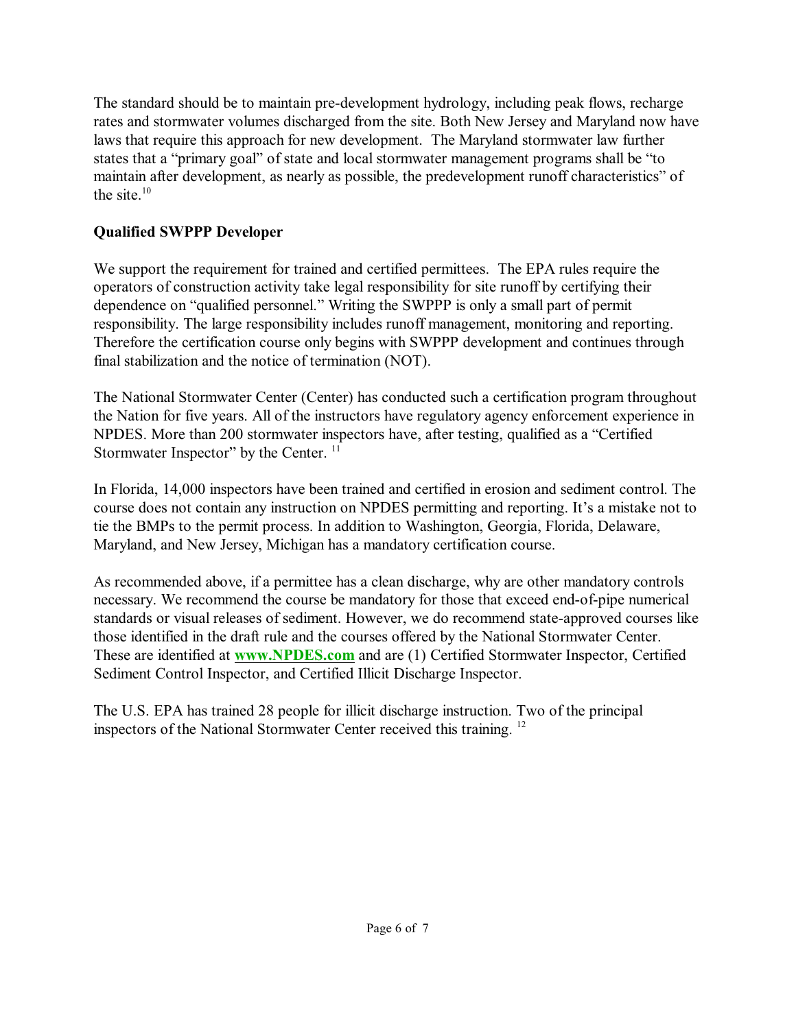The standard should be to maintain pre-development hydrology, including peak flows, recharge rates and stormwater volumes discharged from the site. Both New Jersey and Maryland now have laws that require this approach for new development. The Maryland stormwater law further states that a "primary goal" of state and local stormwater management programs shall be "to maintain after development, as nearly as possible, the predevelopment runoff characteristics" of the site.[10]

**Qualified SWPPP Developer**

We support the requirement for trained and certified permittees. The EPA rules require the operators of construction activity take legal responsibility for site runoff by certifying their dependence on "qualified personnel." Writing the SWPPP is only a small part of permit responsibility. The large responsibility includes runoff management, monitoring and reporting. Therefore the certification course only begins with SWPPP development and continues through final stabilization and the notice of termination (NOT).

The National Stormwater Center (Center) has conducted such a certification program throughout the Nation for five years. All of the instructors have regulatory agency enforcement experience in NPDES. More than 200 stormwater inspectors have, after testing, qualified as a "Certified Stormwater Inspector" by the Center. [11]

In Florida, 14,000 inspectors have been trained and certified in erosion and sediment control. The course does not contain any instruction on NPDES permitting and reporting. It's a mistake not to tie the BMPs to the permit process. In addition to Washington, Georgia, Florida, Delaware, Maryland, and New Jersey, Michigan has a mandatory certification course.

As recommended above, if a permittee has a clean discharge, why are other mandatory controls necessary. We recommend the course be mandatory for those that exceed end-of-pipe numerical standards or visual releases of sediment. However, we do recommend state-approved courses like those identified in the draft rule and the courses offered by the National Stormwater Center. These are identified at **www.NPDES.com** and are (1) Certified Stormwater Inspector, Certified Sediment Control Inspector, and Certified Illicit Discharge Inspector.

The U.S. EPA has trained 28 people for illicit discharge instruction. Two of the principal inspectors of the National Stormwater Center received this training. [12]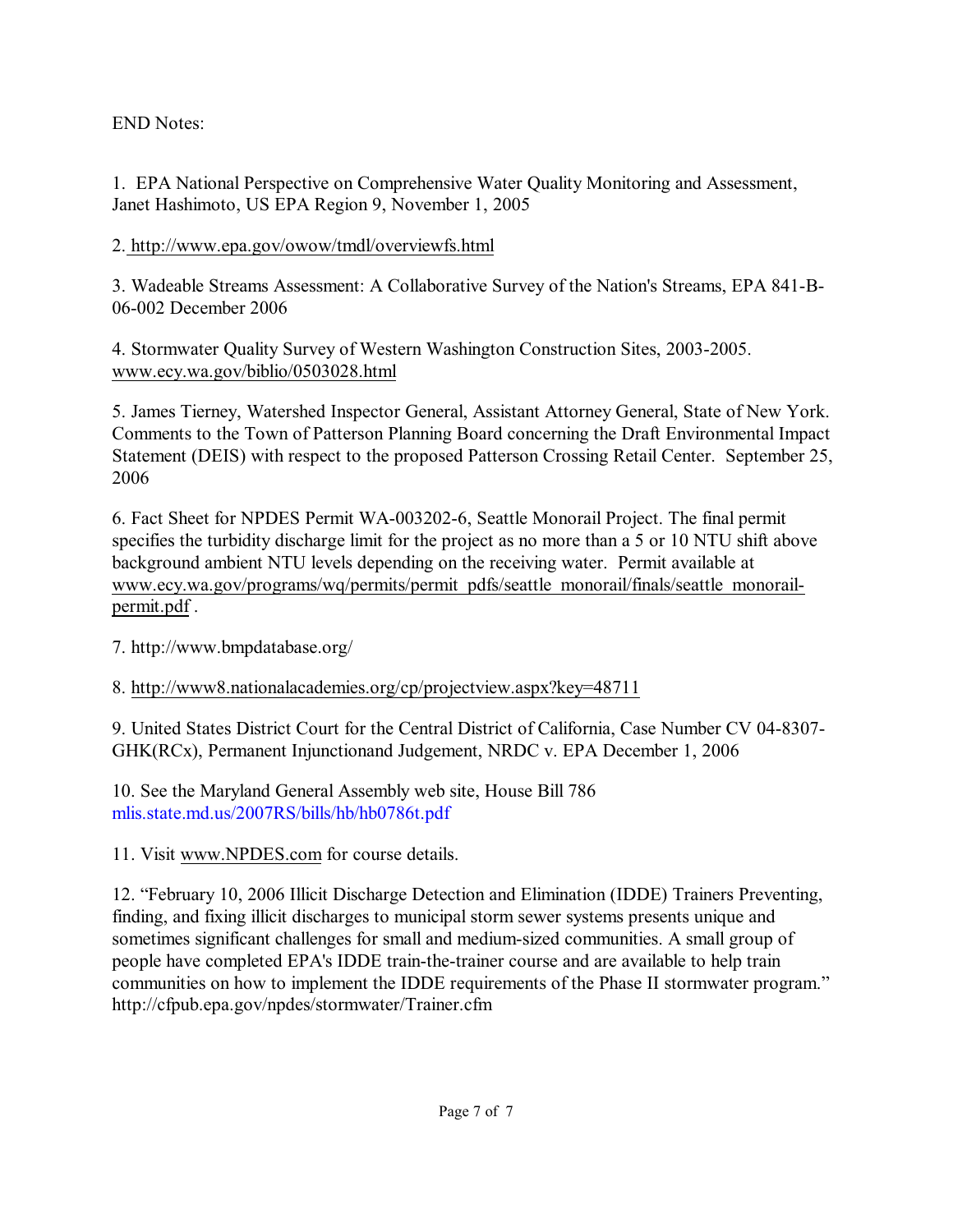END Notes:

1. EPA National Perspective on Comprehensive Water Quality Monitoring and Assessment, Janet Hashimoto, US EPA Region 9, November 1, 2005

2. http://www.epa.gov/owow/tmdl/overviewfs.html

3. Wadeable Streams Assessment: A Collaborative Survey of the Nation's Streams, EPA 841-B-06-002 December 2006

4. Stormwater Quality Survey of Western Washington Construction Sites, 2003-2005. www.ecy.wa.gov/biblio/0503028.html

5. James Tierney, Watershed Inspector General, Assistant Attorney General, State of New York. Comments to the Town of Patterson Planning Board concerning the Draft Environmental Impact Statement (DEIS) with respect to the proposed Patterson Crossing Retail Center. September 25, 2006

6. Fact Sheet for NPDES Permit WA-003202-6, Seattle Monorail Project. The final permit specifies the turbidity discharge limit for the project as no more than a 5 or 10 NTU shift above background ambient NTU levels depending on the receiving water. Permit available at www.ecy.wa.gov/programs/wq/permits/permit_pdfs/seattle_monorail/finals/seattle_monorail-permit.pdf .

7. http://www.bmpdatabase.org/

8. http://www8.nationalacademies.org/cp/projectview.aspx?key=48711

9. United States District Court for the Central District of California, Case Number CV 04-8307-GHK(RCx), Permanent Injunctionand Judgement, NRDC v. EPA December 1, 2006

10. See the Maryland General Assembly web site, House Bill 786 mlis.state.md.us/2007RS/bills/hb/hb0786t.pdf

11. Visit www.NPDES.com for course details.

12. "February 10, 2006 Illicit Discharge Detection and Elimination (IDDE) Trainers Preventing, finding, and fixing illicit discharges to municipal storm sewer systems presents unique and sometimes significant challenges for small and medium-sized communities. A small group of people have completed EPA's IDDE train-the-trainer course and are available to help train communities on how to implement the IDDE requirements of the Phase II stormwater program." http://cfpub.epa.gov/npdes/stormwater/Trainer.cfm